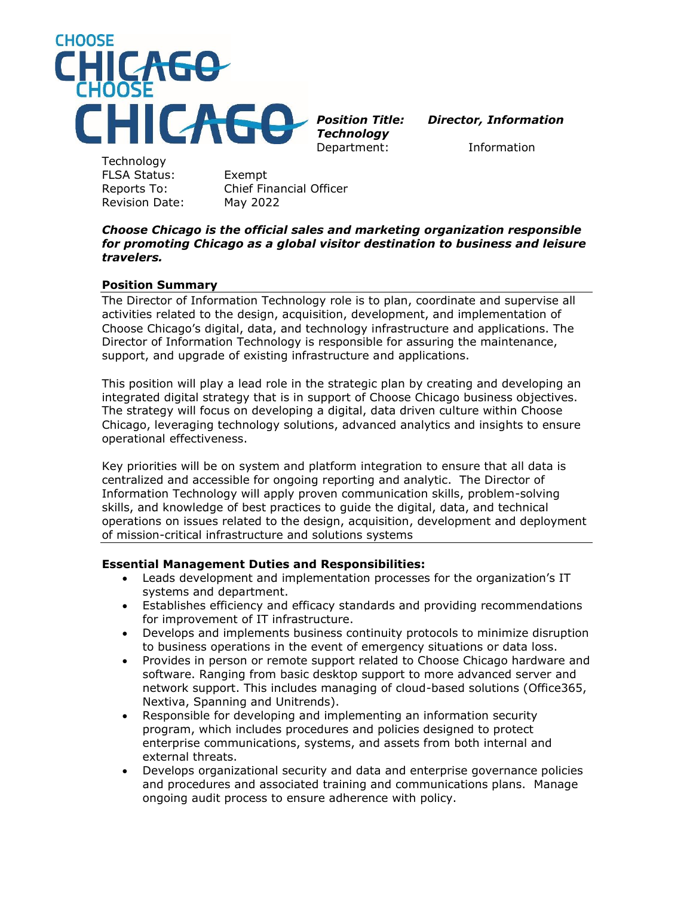**Position Title:** ***Director, Information Technology***
Department: Information Technology
FLSA Status: Exempt
Reports To: Chief Financial Officer
Revision Date: May 2022

***Choose Chicago is the official sales and marketing organization responsible for promoting Chicago as a global visitor destination to business and leisure travelers.***

**Position Summary**

The Director of Information Technology role is to plan, coordinate and supervise all activities related to the design, acquisition, development, and implementation of Choose Chicago's digital, data, and technology infrastructure and applications. The Director of Information Technology is responsible for assuring the maintenance, support, and upgrade of existing infrastructure and applications.

This position will play a lead role in the strategic plan by creating and developing an integrated digital strategy that is in support of Choose Chicago business objectives. The strategy will focus on developing a digital, data driven culture within Choose Chicago, leveraging technology solutions, advanced analytics and insights to ensure operational effectiveness.

Key priorities will be on system and platform integration to ensure that all data is centralized and accessible for ongoing reporting and analytic. The Director of Information Technology will apply proven communication skills, problem-solving skills, and knowledge of best practices to guide the digital, data, and technical operations on issues related to the design, acquisition, development and deployment of mission-critical infrastructure and solutions systems

**Essential Management Duties and Responsibilities:**

- Leads development and implementation processes for the organization's IT systems and department.
- Establishes efficiency and efficacy standards and providing recommendations for improvement of IT infrastructure.
- Develops and implements business continuity protocols to minimize disruption to business operations in the event of emergency situations or data loss.
- Provides in person or remote support related to Choose Chicago hardware and software. Ranging from basic desktop support to more advanced server and network support. This includes managing of cloud-based solutions (Office365, Nextiva, Spanning and Unitrends).
- Responsible for developing and implementing an information security program, which includes procedures and policies designed to protect enterprise communications, systems, and assets from both internal and external threats.
- Develops organizational security and data and enterprise governance policies and procedures and associated training and communications plans. Manage ongoing audit process to ensure adherence with policy.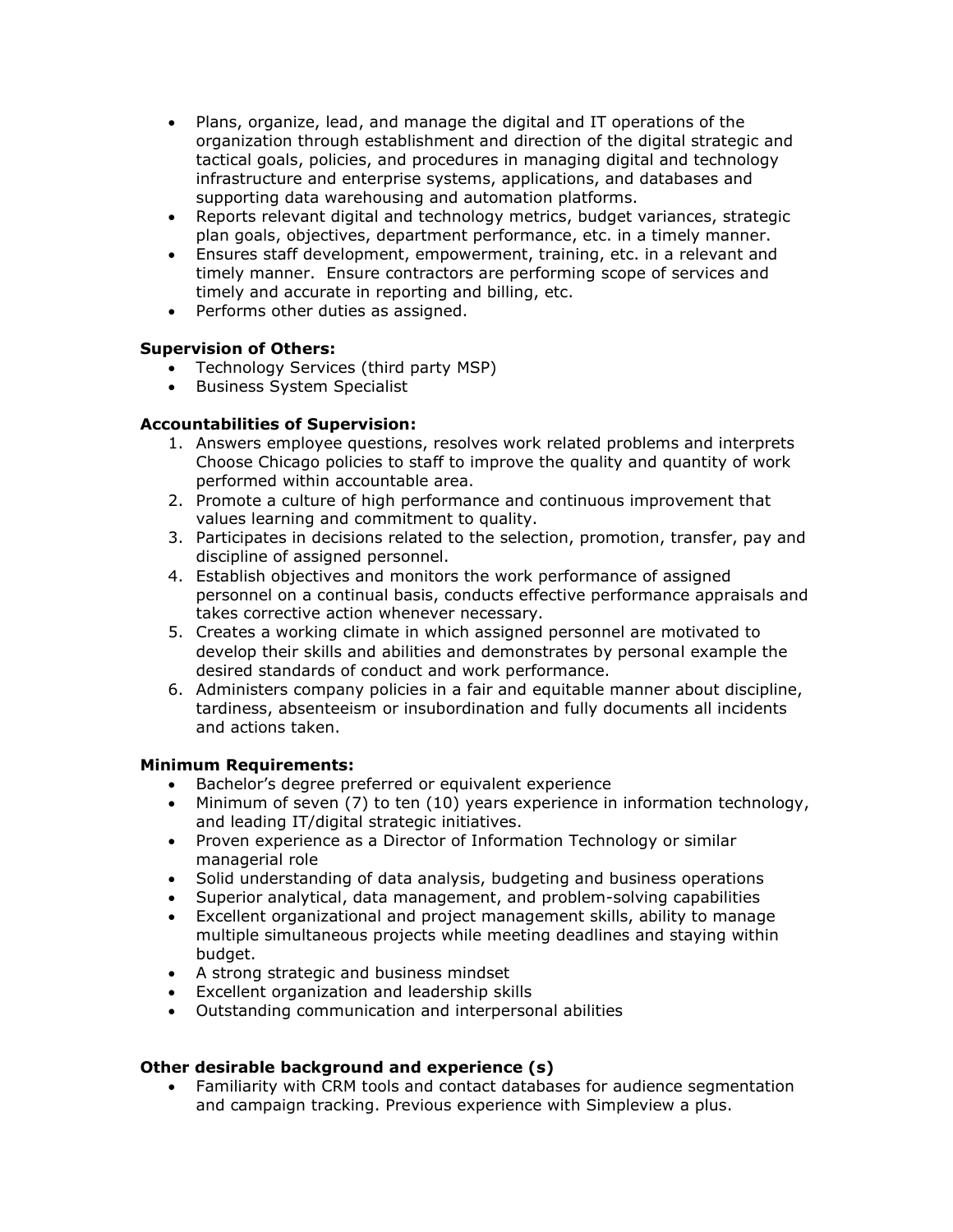- Plans, organize, lead, and manage the digital and IT operations of the organization through establishment and direction of the digital strategic and tactical goals, policies, and procedures in managing digital and technology infrastructure and enterprise systems, applications, and databases and supporting data warehousing and automation platforms.
- Reports relevant digital and technology metrics, budget variances, strategic plan goals, objectives, department performance, etc. in a timely manner.
- Ensures staff development, empowerment, training, etc. in a relevant and timely manner. Ensure contractors are performing scope of services and timely and accurate in reporting and billing, etc.
- Performs other duties as assigned.

**Supervision of Others:**

- Technology Services (third party MSP)
- Business System Specialist

**Accountabilities of Supervision:**

1. Answers employee questions, resolves work related problems and interprets Choose Chicago policies to staff to improve the quality and quantity of work performed within accountable area.
2. Promote a culture of high performance and continuous improvement that values learning and commitment to quality.
3. Participates in decisions related to the selection, promotion, transfer, pay and discipline of assigned personnel.
4. Establish objectives and monitors the work performance of assigned personnel on a continual basis, conducts effective performance appraisals and takes corrective action whenever necessary.
5. Creates a working climate in which assigned personnel are motivated to develop their skills and abilities and demonstrates by personal example the desired standards of conduct and work performance.
6. Administers company policies in a fair and equitable manner about discipline, tardiness, absenteeism or insubordination and fully documents all incidents and actions taken.

**Minimum Requirements:**

- Bachelor's degree preferred or equivalent experience
- Minimum of seven (7) to ten (10) years experience in information technology, and leading IT/digital strategic initiatives.
- Proven experience as a Director of Information Technology or similar managerial role
- Solid understanding of data analysis, budgeting and business operations
- Superior analytical, data management, and problem-solving capabilities
- Excellent organizational and project management skills, ability to manage multiple simultaneous projects while meeting deadlines and staying within budget.
- A strong strategic and business mindset
- Excellent organization and leadership skills
- Outstanding communication and interpersonal abilities

**Other desirable background and experience (s)**

- Familiarity with CRM tools and contact databases for audience segmentation and campaign tracking. Previous experience with Simpleview a plus.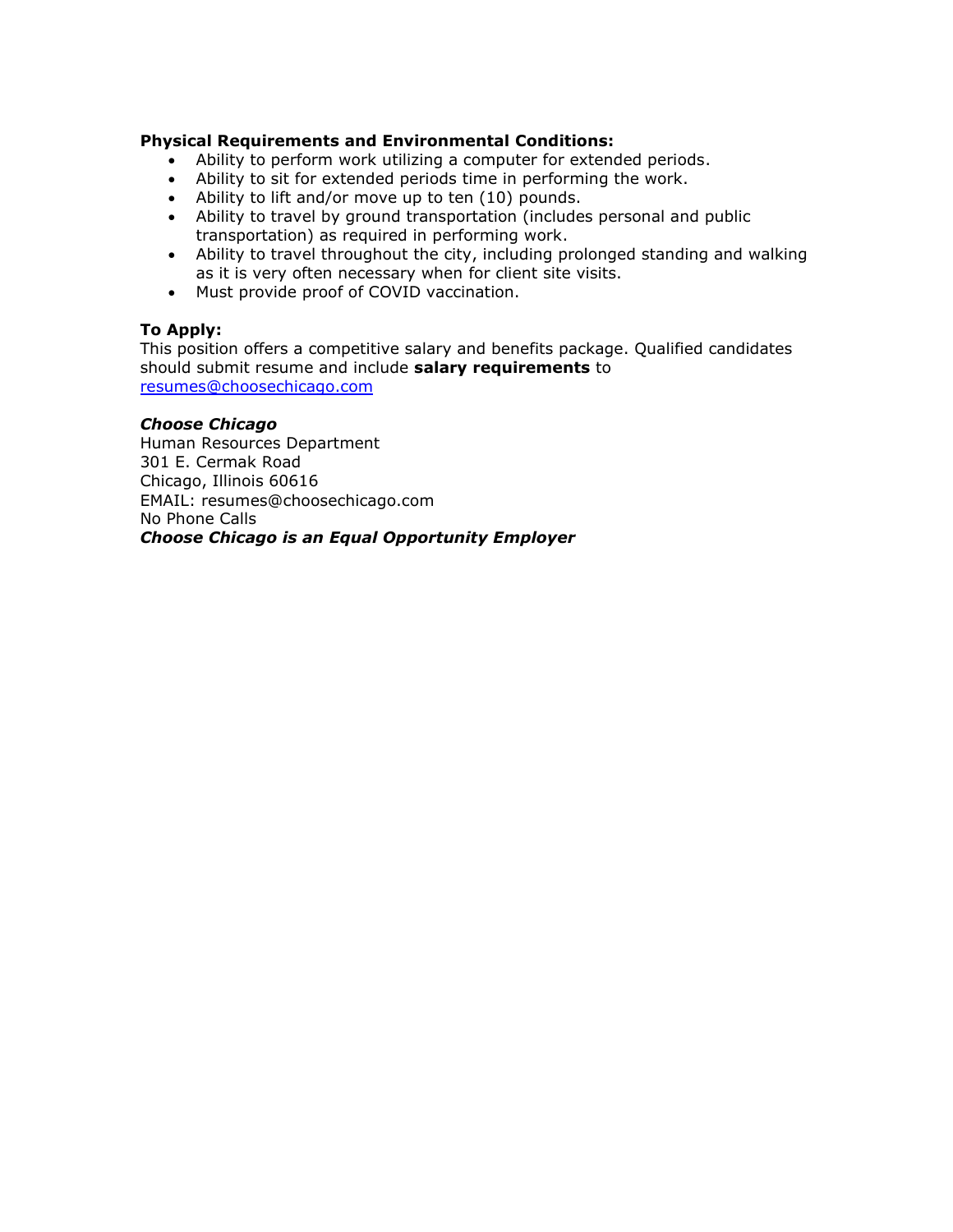**Physical Requirements and Environmental Conditions:**

- Ability to perform work utilizing a computer for extended periods.
- Ability to sit for extended periods time in performing the work.
- Ability to lift and/or move up to ten (10) pounds.
- Ability to travel by ground transportation (includes personal and public transportation) as required in performing work.
- Ability to travel throughout the city, including prolonged standing and walking as it is very often necessary when for client site visits.
- Must provide proof of COVID vaccination.

**To Apply:**

This position offers a competitive salary and benefits package. Qualified candidates should submit resume and include **salary requirements** to resumes@choosechicago.com

***Choose Chicago***
Human Resources Department
301 E. Cermak Road
Chicago, Illinois 60616
EMAIL: resumes@choosechicago.com
No Phone Calls
***Choose Chicago is an Equal Opportunity Employer***